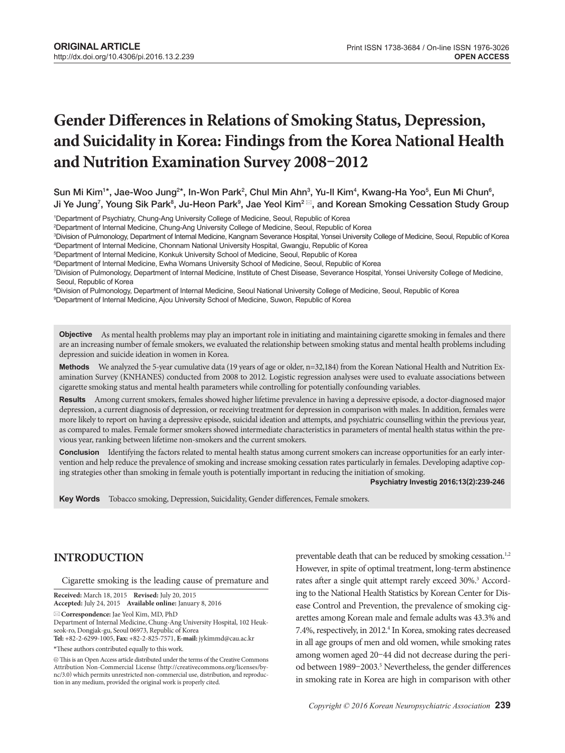ORIGINAL ARTICLE
http://dx.doi.org/10.4306/pi.2016.13.2.239

Print ISSN 1738-3684 / On-line ISSN 1976-3026
**OPEN ACCESS**

# Gender Differences in Relations of Smoking Status, Depression, and Suicidality in Korea: Findings from the Korea National Health and Nutrition Examination Survey 2008–2012

Sun Mi Kim[1]*, Jae-Woo Jung[2]*, In-Won Park[2], Chul Min Ahn[3], Yu-Il Kim[4], Kwang-Ha Yoo[5], Eun Mi Chun[6], Ji Ye Jung[7], Young Sik Park[8], Ju-Heon Park[9], Jae Yeol Kim[2] ✉, and Korean Smoking Cessation Study Group

[1]Department of Psychiatry, Chung-Ang University College of Medicine, Seoul, Republic of Korea
[2]Department of Internal Medicine, Chung-Ang University College of Medicine, Seoul, Republic of Korea
[3]Division of Pulmonology, Department of Internal Medicine, Kangnam Severance Hospital, Yonsei University College of Medicine, Seoul, Republic of Korea
[4]Department of Internal Medicine, Chonnam National University Hospital, Gwangju, Republic of Korea
[5]Department of Internal Medicine, Konkuk University School of Medicine, Seoul, Republic of Korea
[6]Department of Internal Medicine, Ewha Womans University School of Medicine, Seoul, Republic of Korea
[7]Division of Pulmonology, Department of Internal Medicine, Institute of Chest Disease, Severance Hospital, Yonsei University College of Medicine, Seoul, Republic of Korea
[8]Division of Pulmonology, Department of Internal Medicine, Seoul National University College of Medicine, Seoul, Republic of Korea
[9]Department of Internal Medicine, Ajou University School of Medicine, Suwon, Republic of Korea

**Objective** As mental health problems may play an important role in initiating and maintaining cigarette smoking in females and there are an increasing number of female smokers, we evaluated the relationship between smoking status and mental health problems including depression and suicide ideation in women in Korea.

**Methods** We analyzed the 5-year cumulative data (19 years of age or older, n=32,184) from the Korean National Health and Nutrition Examination Survey (KNHANES) conducted from 2008 to 2012. Logistic regression analyses were used to evaluate associations between cigarette smoking status and mental health parameters while controlling for potentially confounding variables.

**Results** Among current smokers, females showed higher lifetime prevalence in having a depressive episode, a doctor-diagnosed major depression, a current diagnosis of depression, or receiving treatment for depression in comparison with males. In addition, females were more likely to report on having a depressive episode, suicidal ideation and attempts, and psychiatric counselling within the previous year, as compared to males. Female former smokers showed intermediate characteristics in parameters of mental health status within the previous year, ranking between lifetime non-smokers and the current smokers.

**Conclusion** Identifying the factors related to mental health status among current smokers can increase opportunities for an early intervention and help reduce the prevalence of smoking and increase smoking cessation rates particularly in females. Developing adaptive coping strategies other than smoking in female youth is potentially important in reducing the initiation of smoking.

**Psychiatry Investig 2016;13(2):239-246**

**Key Words** Tobacco smoking, Depression, Suicidality, Gender differences, Female smokers.

## INTRODUCTION

Cigarette smoking is the leading cause of premature and preventable death that can be reduced by smoking cessation.[1,2] However, in spite of optimal treatment, long-term abstinence rates after a single quit attempt rarely exceed 30%.[3] According to the National Health Statistics by Korean Center for Disease Control and Prevention, the prevalence of smoking cigarettes among Korean male and female adults was 43.3% and 7.4%, respectively, in 2012.[4] In Korea, smoking rates decreased in all age groups of men and old women, while smoking rates among women aged 20–44 did not decrease during the period between 1989–2003.[5] Nevertheless, the gender differences in smoking rate in Korea are high in comparison with other

**Received:** March 18, 2015 **Revised:** July 20, 2015
**Accepted:** July 24, 2015 **Available online:** January 8, 2016

✉ **Correspondence:** Jae Yeol Kim, MD, PhD
Department of Internal Medicine, Chung-Ang University Hospital, 102 Heukseok-ro, Dongjak-gu, Seoul 06973, Republic of Korea
**Tel:** +82-2-6299-1005, **Fax:** +82-2-825-7571, **E-mail:** jykimmd@cau.ac.kr

*These authors contributed equally to this work.

This is an Open Access article distributed under the terms of the Creative Commons Attribution Non-Commercial License (http://creativecommons.org/licenses/by-nc/3.0) which permits unrestricted non-commercial use, distribution, and reproduction in any medium, provided the original work is properly cited.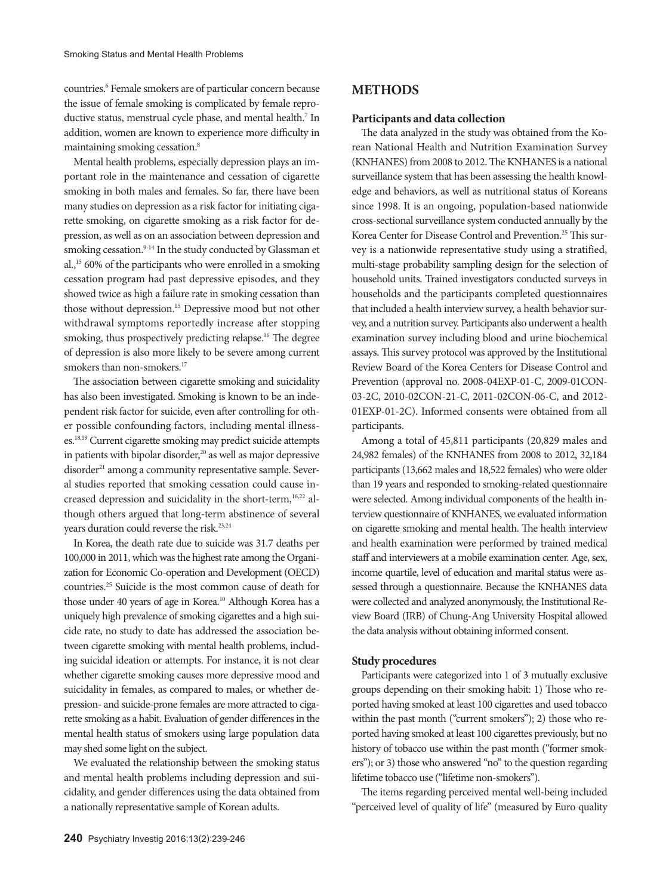countries.[6] Female smokers are of particular concern because the issue of female smoking is complicated by female reproductive status, menstrual cycle phase, and mental health.[7] In addition, women are known to experience more difficulty in maintaining smoking cessation.[8]

Mental health problems, especially depression plays an important role in the maintenance and cessation of cigarette smoking in both males and females. So far, there have been many studies on depression as a risk factor for initiating cigarette smoking, on cigarette smoking as a risk factor for depression, as well as on an association between depression and smoking cessation.[9-14] In the study conducted by Glassman et al.,[15] 60% of the participants who were enrolled in a smoking cessation program had past depressive episodes, and they showed twice as high a failure rate in smoking cessation than those without depression.[15] Depressive mood but not other withdrawal symptoms reportedly increase after stopping smoking, thus prospectively predicting relapse.[16] The degree of depression is also more likely to be severe among current smokers than non-smokers.[17]

The association between cigarette smoking and suicidality has also been investigated. Smoking is known to be an independent risk factor for suicide, even after controlling for other possible confounding factors, including mental illnesses.[18,19] Current cigarette smoking may predict suicide attempts in patients with bipolar disorder,[20] as well as major depressive disorder[21] among a community representative sample. Several studies reported that smoking cessation could cause increased depression and suicidality in the short-term,[16,22] although others argued that long-term abstinence of several years duration could reverse the risk.[23,24]

In Korea, the death rate due to suicide was 31.7 deaths per 100,000 in 2011, which was the highest rate among the Organization for Economic Co-operation and Development (OECD) countries.[25] Suicide is the most common cause of death for those under 40 years of age in Korea.[10] Although Korea has a uniquely high prevalence of smoking cigarettes and a high suicide rate, no study to date has addressed the association between cigarette smoking with mental health problems, including suicidal ideation or attempts. For instance, it is not clear whether cigarette smoking causes more depressive mood and suicidality in females, as compared to males, or whether depression- and suicide-prone females are more attracted to cigarette smoking as a habit. Evaluation of gender differences in the mental health status of smokers using large population data may shed some light on the subject.

We evaluated the relationship between the smoking status and mental health problems including depression and suicidality, and gender differences using the data obtained from a nationally representative sample of Korean adults.

## METHODS

### Participants and data collection

The data analyzed in the study was obtained from the Korean National Health and Nutrition Examination Survey (KNHANES) from 2008 to 2012. The KNHANES is a national surveillance system that has been assessing the health knowledge and behaviors, as well as nutritional status of Koreans since 1998. It is an ongoing, population-based nationwide cross-sectional surveillance system conducted annually by the Korea Center for Disease Control and Prevention.[25] This survey is a nationwide representative study using a stratified, multi-stage probability sampling design for the selection of household units. Trained investigators conducted surveys in households and the participants completed questionnaires that included a health interview survey, a health behavior survey, and a nutrition survey. Participants also underwent a health examination survey including blood and urine biochemical assays. This survey protocol was approved by the Institutional Review Board of the Korea Centers for Disease Control and Prevention (approval no. 2008-04EXP-01-C, 2009-01CON-03-2C, 2010-02CON-21-C, 2011-02CON-06-C, and 2012-01EXP-01-2C). Informed consents were obtained from all participants.

Among a total of 45,811 participants (20,829 males and 24,982 females) of the KNHANES from 2008 to 2012, 32,184 participants (13,662 males and 18,522 females) who were older than 19 years and responded to smoking-related questionnaire were selected. Among individual components of the health interview questionnaire of KNHANES, we evaluated information on cigarette smoking and mental health. The health interview and health examination were performed by trained medical staff and interviewers at a mobile examination center. Age, sex, income quartile, level of education and marital status were assessed through a questionnaire. Because the KNHANES data were collected and analyzed anonymously, the Institutional Review Board (IRB) of Chung-Ang University Hospital allowed the data analysis without obtaining informed consent.

### Study procedures

Participants were categorized into 1 of 3 mutually exclusive groups depending on their smoking habit: 1) Those who reported having smoked at least 100 cigarettes and used tobacco within the past month ("current smokers"); 2) those who reported having smoked at least 100 cigarettes previously, but no history of tobacco use within the past month ("former smokers"); or 3) those who answered "no" to the question regarding lifetime tobacco use ("lifetime non-smokers").

The items regarding perceived mental well-being included "perceived level of quality of life" (measured by Euro quality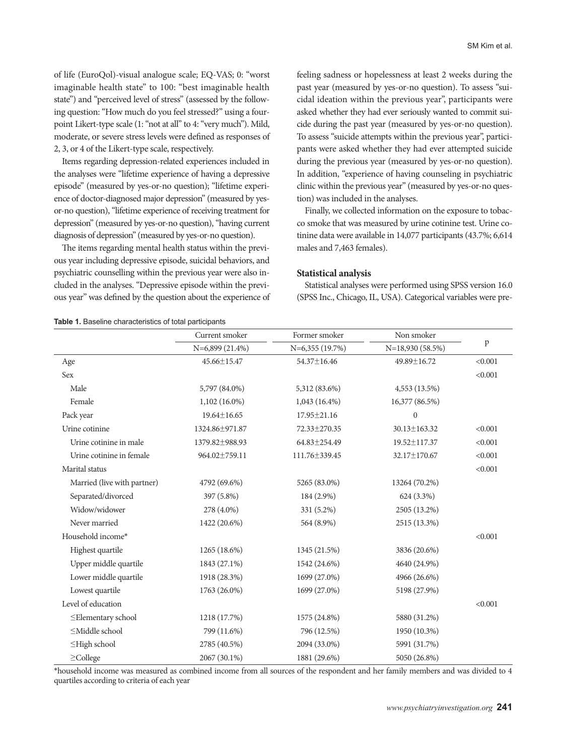of life (EuroQol)-visual analogue scale; EQ-VAS; 0: "worst imaginable health state" to 100: "best imaginable health state") and "perceived level of stress" (assessed by the following question: "How much do you feel stressed?" using a four-point Likert-type scale (1: "not at all" to 4: "very much"). Mild, moderate, or severe stress levels were defined as responses of 2, 3, or 4 of the Likert-type scale, respectively.

Items regarding depression-related experiences included in the analyses were "lifetime experience of having a depressive episode" (measured by yes-or-no question); "lifetime experience of doctor-diagnosed major depression" (measured by yes-or-no question), "lifetime experience of receiving treatment for depression" (measured by yes-or-no question), "having current diagnosis of depression" (measured by yes-or-no question).

The items regarding mental health status within the previous year including depressive episode, suicidal behaviors, and psychiatric counselling within the previous year were also included in the analyses. "Depressive episode within the previous year" was defined by the question about the experience of feeling sadness or hopelessness at least 2 weeks during the past year (measured by yes-or-no question). To assess "suicidal ideation within the previous year", participants were asked whether they had ever seriously wanted to commit suicide during the past year (measured by yes-or-no question). To assess "suicide attempts within the previous year", participants were asked whether they had ever attempted suicide during the previous year (measured by yes-or-no question). In addition, "experience of having counseling in psychiatric clinic within the previous year" (measured by yes-or-no question) was included in the analyses.

Finally, we collected information on the exposure to tobacco smoke that was measured by urine cotinine test. Urine cotinine data were available in 14,077 participants (43.7%; 6,614 males and 7,463 females).

### Statistical analysis

Statistical analyses were performed using SPSS version 16.0 (SPSS Inc., Chicago, IL, USA). Categorical variables were pre-

**Table 1.** Baseline characteristics of total participants

| | Current smoker | Former smoker | Non smoker | p |
|---|---|---|---|---|
| | N=6,899 (21.4%) | N=6,355 (19.7%) | N=18,930 (58.5%) | |
| Age | 45.66±15.47 | 54.37±16.46 | 49.89±16.72 | <0.001 |
| Sex | | | | <0.001 |
| Male | 5,797 (84.0%) | 5,312 (83.6%) | 4,553 (13.5%) | |
| Female | 1,102 (16.0%) | 1,043 (16.4%) | 16,377 (86.5%) | |
| Pack year | 19.64±16.65 | 17.95±21.16 | 0 | |
| Urine cotinine | 1324.86±971.87 | 72.33±270.35 | 30.13±163.32 | <0.001 |
| Urine cotinine in male | 1379.82±988.93 | 64.83±254.49 | 19.52±117.37 | <0.001 |
| Urine cotinine in female | 964.02±759.11 | 111.76±339.45 | 32.17±170.67 | <0.001 |
| Marital status | | | | <0.001 |
| Married (live with partner) | 4792 (69.6%) | 5265 (83.0%) | 13264 (70.2%) | |
| Separated/divorced | 397 (5.8%) | 184 (2.9%) | 624 (3.3%) | |
| Widow/widower | 278 (4.0%) | 331 (5.2%) | 2505 (13.2%) | |
| Never married | 1422 (20.6%) | 564 (8.9%) | 2515 (13.3%) | |
| Household income* | | | | <0.001 |
| Highest quartile | 1265 (18.6%) | 1345 (21.5%) | 3836 (20.6%) | |
| Upper middle quartile | 1843 (27.1%) | 1542 (24.6%) | 4640 (24.9%) | |
| Lower middle quartile | 1918 (28.3%) | 1699 (27.0%) | 4966 (26.6%) | |
| Lowest quartile | 1763 (26.0%) | 1699 (27.0%) | 5198 (27.9%) | |
| Level of education | | | | <0.001 |
| ≤Elementary school | 1218 (17.7%) | 1575 (24.8%) | 5880 (31.2%) | |
| ≤Middle school | 799 (11.6%) | 796 (12.5%) | 1950 (10.3%) | |
| ≤High school | 2785 (40.5%) | 2094 (33.0%) | 5991 (31.7%) | |
| ≥College | 2067 (30.1%) | 1881 (29.6%) | 5050 (26.8%) | |

*household income was measured as combined income from all sources of the respondent and her family members and was divided to 4 quartiles according to criteria of each year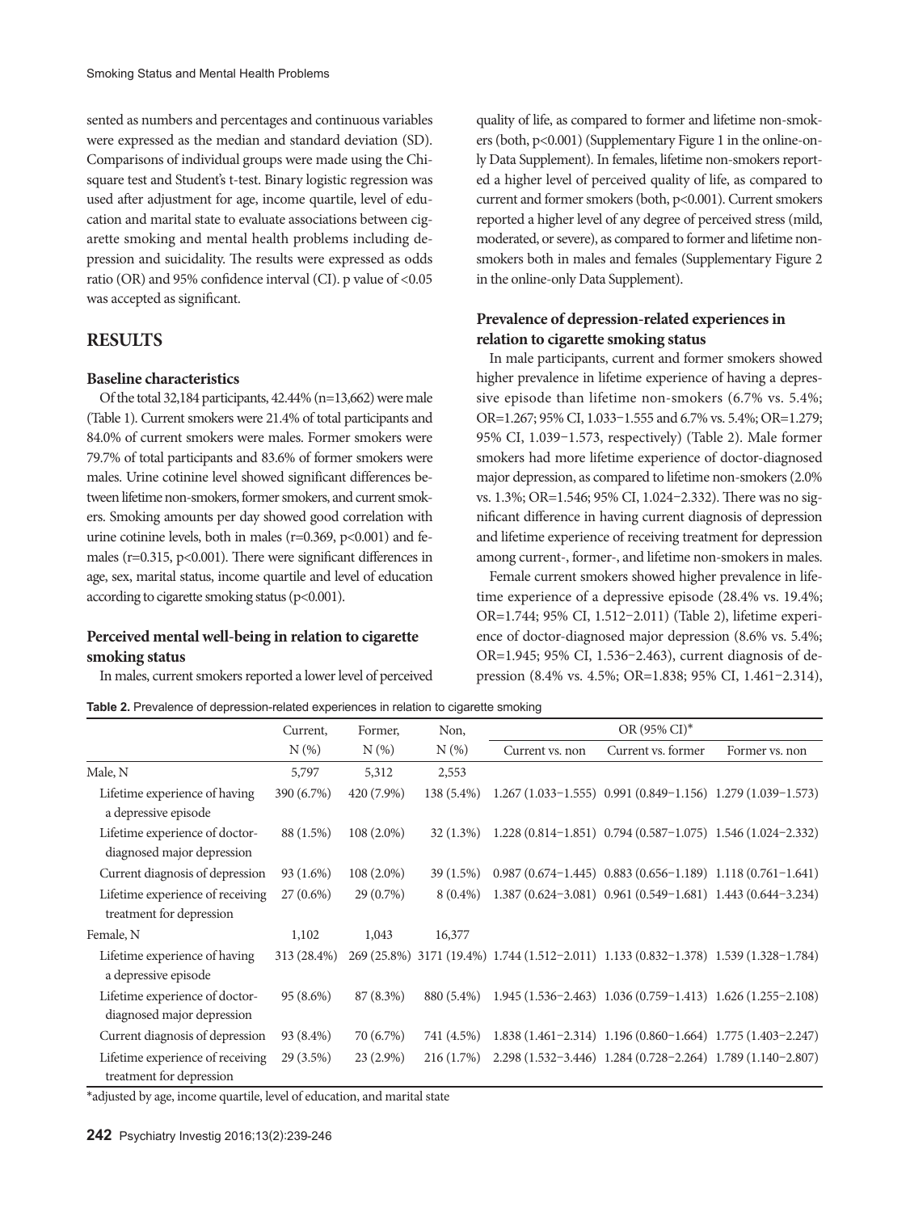sented as numbers and percentages and continuous variables were expressed as the median and standard deviation (SD). Comparisons of individual groups were made using the Chi-square test and Student's t-test. Binary logistic regression was used after adjustment for age, income quartile, level of education and marital state to evaluate associations between cigarette smoking and mental health problems including depression and suicidality. The results were expressed as odds ratio (OR) and 95% confidence interval (CI). p value of <0.05 was accepted as significant.

## RESULTS

### Baseline characteristics

Of the total 32,184 participants, 42.44% (n=13,662) were male (Table 1). Current smokers were 21.4% of total participants and 84.0% of current smokers were males. Former smokers were 79.7% of total participants and 83.6% of former smokers were males. Urine cotinine level showed significant differences between lifetime non-smokers, former smokers, and current smokers. Smoking amounts per day showed good correlation with urine cotinine levels, both in males (r=0.369, p<0.001) and females (r=0.315, p<0.001). There were significant differences in age, sex, marital status, income quartile and level of education according to cigarette smoking status (p<0.001).

### Perceived mental well-being in relation to cigarette smoking status

In males, current smokers reported a lower level of perceived quality of life, as compared to former and lifetime non-smokers (both, p<0.001) (Supplementary Figure 1 in the online-only Data Supplement). In females, lifetime non-smokers reported a higher level of perceived quality of life, as compared to current and former smokers (both, p<0.001). Current smokers reported a higher level of any degree of perceived stress (mild, moderated, or severe), as compared to former and lifetime non-smokers both in males and females (Supplementary Figure 2 in the online-only Data Supplement).

### Prevalence of depression-related experiences in relation to cigarette smoking status

In male participants, current and former smokers showed higher prevalence in lifetime experience of having a depressive episode than lifetime non-smokers (6.7% vs. 5.4%; OR=1.267; 95% CI, 1.033–1.555 and 6.7% vs. 5.4%; OR=1.279; 95% CI, 1.039–1.573, respectively) (Table 2). Male former smokers had more lifetime experience of doctor-diagnosed major depression, as compared to lifetime non-smokers (2.0% vs. 1.3%; OR=1.546; 95% CI, 1.024–2.332). There was no significant difference in having current diagnosis of depression and lifetime experience of receiving treatment for depression among current-, former-, and lifetime non-smokers in males.

Female current smokers showed higher prevalence in lifetime experience of a depressive episode (28.4% vs. 19.4%; OR=1.744; 95% CI, 1.512–2.011) (Table 2), lifetime experience of doctor-diagnosed major depression (8.6% vs. 5.4%; OR=1.945; 95% CI, 1.536–2.463), current diagnosis of depression (8.4% vs. 4.5%; OR=1.838; 95% CI, 1.461–2.314),

**Table 2.** Prevalence of depression-related experiences in relation to cigarette smoking

| | Current, N (%) | Former, N (%) | Non, N (%) | OR (95% CI)* | | |
|---|---|---|---|---|---|---|
| | | | | Current vs. non | Current vs. former | Former vs. non |
| Male, N | 5,797 | 5,312 | 2,553 | | | |
| Lifetime experience of having a depressive episode | 390 (6.7%) | 420 (7.9%) | 138 (5.4%) | 1.267 (1.033–1.555) | 0.991 (0.849–1.156) | 1.279 (1.039–1.573) |
| Lifetime experience of doctor-diagnosed major depression | 88 (1.5%) | 108 (2.0%) | 32 (1.3%) | 1.228 (0.814–1.851) | 0.794 (0.587–1.075) | 1.546 (1.024–2.332) |
| Current diagnosis of depression | 93 (1.6%) | 108 (2.0%) | 39 (1.5%) | 0.987 (0.674–1.445) | 0.883 (0.656–1.189) | 1.118 (0.761–1.641) |
| Lifetime experience of receiving treatment for depression | 27 (0.6%) | 29 (0.7%) | 8 (0.4%) | 1.387 (0.624–3.081) | 0.961 (0.549–1.681) | 1.443 (0.644–3.234) |
| Female, N | 1,102 | 1,043 | 16,377 | | | |
| Lifetime experience of having a depressive episode | 313 (28.4%) | 269 (25.8%) | 3171 (19.4%) | 1.744 (1.512–2.011) | 1.133 (0.832–1.378) | 1.539 (1.328–1.784) |
| Lifetime experience of doctor-diagnosed major depression | 95 (8.6%) | 87 (8.3%) | 880 (5.4%) | 1.945 (1.536–2.463) | 1.036 (0.759–1.413) | 1.626 (1.255–2.108) |
| Current diagnosis of depression | 93 (8.4%) | 70 (6.7%) | 741 (4.5%) | 1.838 (1.461–2.314) | 1.196 (0.860–1.664) | 1.775 (1.403–2.247) |
| Lifetime experience of receiving treatment for depression | 29 (3.5%) | 23 (2.9%) | 216 (1.7%) | 2.298 (1.532–3.446) | 1.284 (0.728–2.264) | 1.789 (1.140–2.807) |

*adjusted by age, income quartile, level of education, and marital state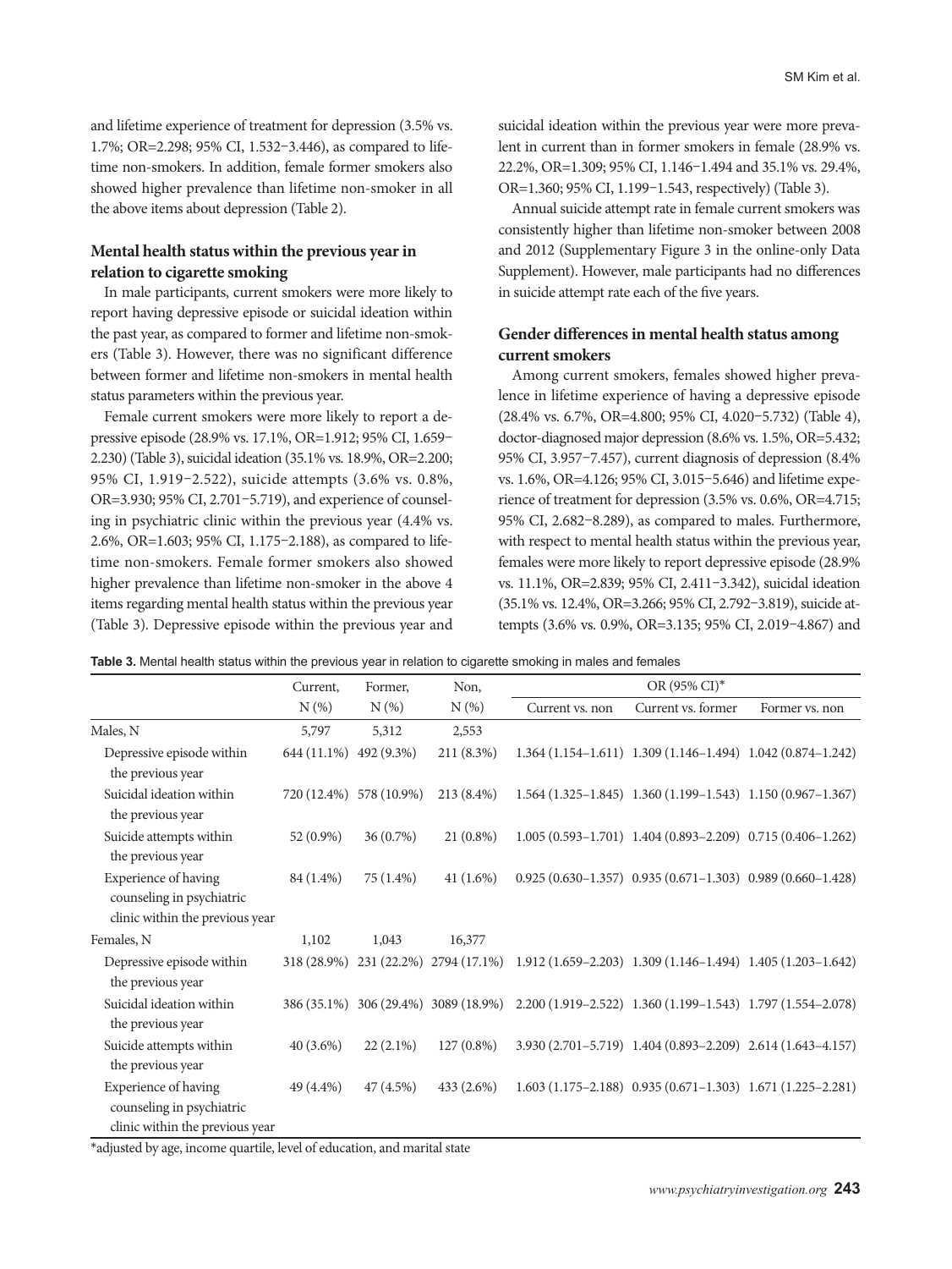and lifetime experience of treatment for depression (3.5% vs. 1.7%; OR=2.298; 95% CI, 1.532−3.446), as compared to lifetime non-smokers. In addition, female former smokers also showed higher prevalence than lifetime non-smoker in all the above items about depression (Table 2).

### Mental health status within the previous year in relation to cigarette smoking

In male participants, current smokers were more likely to report having depressive episode or suicidal ideation within the past year, as compared to former and lifetime non-smokers (Table 3). However, there was no significant difference between former and lifetime non-smokers in mental health status parameters within the previous year.

Female current smokers were more likely to report a depressive episode (28.9% vs. 17.1%, OR=1.912; 95% CI, 1.659−2.230) (Table 3), suicidal ideation (35.1% vs. 18.9%, OR=2.200; 95% CI, 1.919−2.522), suicide attempts (3.6% vs. 0.8%, OR=3.930; 95% CI, 2.701−5.719), and experience of counseling in psychiatric clinic within the previous year (4.4% vs. 2.6%, OR=1.603; 95% CI, 1.175−2.188), as compared to lifetime non-smokers. Female former smokers also showed higher prevalence than lifetime non-smoker in the above 4 items regarding mental health status within the previous year (Table 3). Depressive episode within the previous year and suicidal ideation within the previous year were more prevalent in current than in former smokers in female (28.9% vs. 22.2%, OR=1.309; 95% CI, 1.146−1.494 and 35.1% vs. 29.4%, OR=1.360; 95% CI, 1.199−1.543, respectively) (Table 3).

Annual suicide attempt rate in female current smokers was consistently higher than lifetime non-smoker between 2008 and 2012 (Supplementary Figure 3 in the online-only Data Supplement). However, male participants had no differences in suicide attempt rate each of the five years.

### Gender differences in mental health status among current smokers

Among current smokers, females showed higher prevalence in lifetime experience of having a depressive episode (28.4% vs. 6.7%, OR=4.800; 95% CI, 4.020−5.732) (Table 4), doctor-diagnosed major depression (8.6% vs. 1.5%, OR=5.432; 95% CI, 3.957−7.457), current diagnosis of depression (8.4% vs. 1.6%, OR=4.126; 95% CI, 3.015−5.646) and lifetime experience of treatment for depression (3.5% vs. 0.6%, OR=4.715; 95% CI, 2.682−8.289), as compared to males. Furthermore, with respect to mental health status within the previous year, females were more likely to report depressive episode (28.9% vs. 11.1%, OR=2.839; 95% CI, 2.411−3.342), suicidal ideation (35.1% vs. 12.4%, OR=3.266; 95% CI, 2.792−3.819), suicide attempts (3.6% vs. 0.9%, OR=3.135; 95% CI, 2.019−4.867) and

**Table 3.** Mental health status within the previous year in relation to cigarette smoking in males and females

| | Current, N (%) | Former, N (%) | Non, N (%) | OR (95% CI)* | | |
|---|---|---|---|---|---|---|
| | | | | Current vs. non | Current vs. former | Former vs. non |
| Males, N | 5,797 | 5,312 | 2,553 | | | |
| Depressive episode within the previous year | 644 (11.1%) | 492 (9.3%) | 211 (8.3%) | 1.364 (1.154–1.611) | 1.309 (1.146–1.494) | 1.042 (0.874–1.242) |
| Suicidal ideation within the previous year | 720 (12.4%) | 578 (10.9%) | 213 (8.4%) | 1.564 (1.325–1.845) | 1.360 (1.199–1.543) | 1.150 (0.967–1.367) |
| Suicide attempts within the previous year | 52 (0.9%) | 36 (0.7%) | 21 (0.8%) | 1.005 (0.593–1.701) | 1.404 (0.893–2.209) | 0.715 (0.406–1.262) |
| Experience of having counseling in psychiatric clinic within the previous year | 84 (1.4%) | 75 (1.4%) | 41 (1.6%) | 0.925 (0.630–1.357) | 0.935 (0.671–1.303) | 0.989 (0.660–1.428) |
| Females, N | 1,102 | 1,043 | 16,377 | | | |
| Depressive episode within the previous year | 318 (28.9%) | 231 (22.2%) | 2794 (17.1%) | 1.912 (1.659–2.203) | 1.309 (1.146–1.494) | 1.405 (1.203–1.642) |
| Suicidal ideation within the previous year | 386 (35.1%) | 306 (29.4%) | 3089 (18.9%) | 2.200 (1.919–2.522) | 1.360 (1.199–1.543) | 1.797 (1.554–2.078) |
| Suicide attempts within the previous year | 40 (3.6%) | 22 (2.1%) | 127 (0.8%) | 3.930 (2.701–5.719) | 1.404 (0.893–2.209) | 2.614 (1.643–4.157) |
| Experience of having counseling in psychiatric clinic within the previous year | 49 (4.4%) | 47 (4.5%) | 433 (2.6%) | 1.603 (1.175–2.188) | 0.935 (0.671–1.303) | 1.671 (1.225–2.281) |

*adjusted by age, income quartile, level of education, and marital state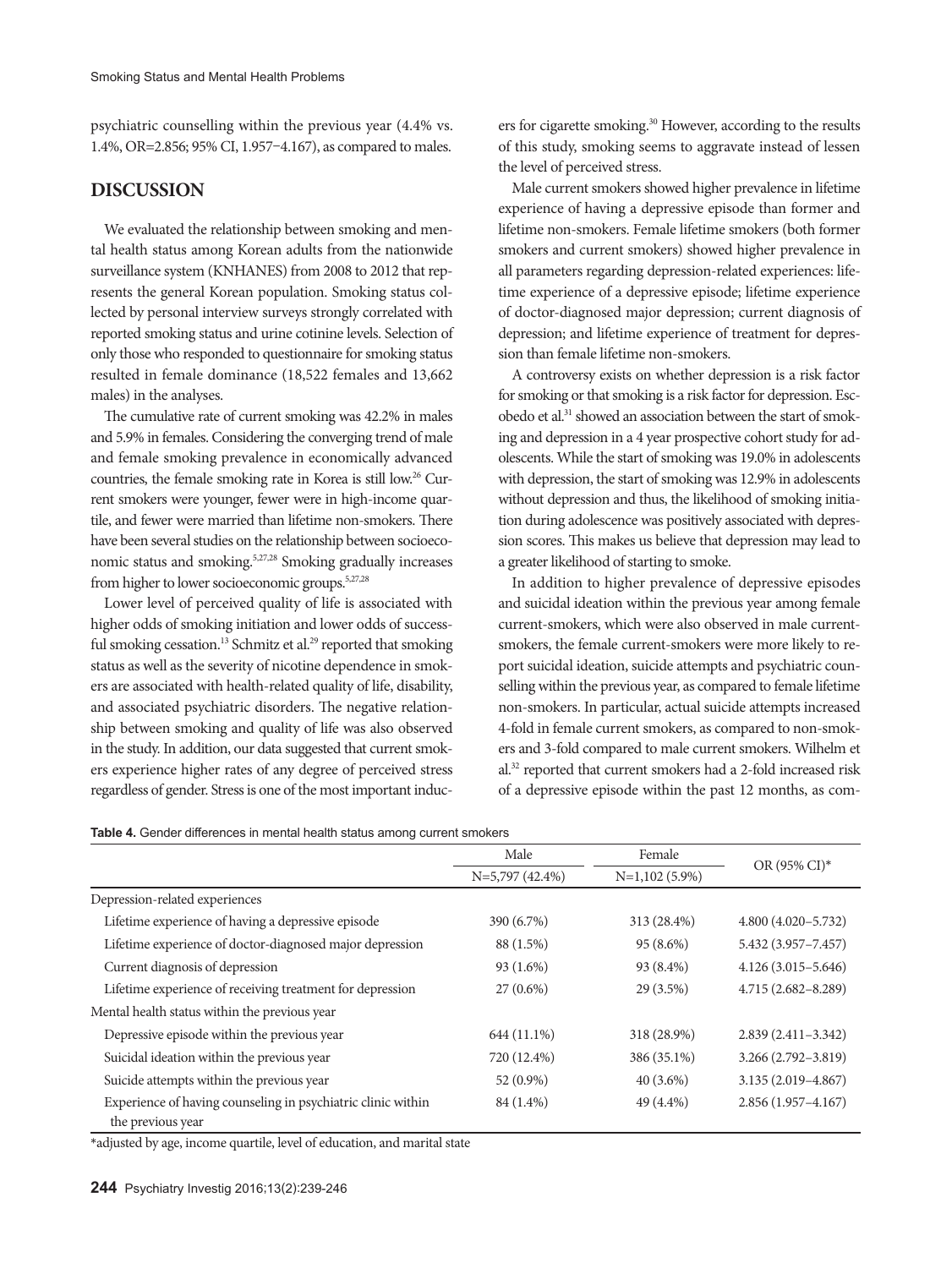psychiatric counselling within the previous year (4.4% vs. 1.4%, OR=2.856; 95% CI, 1.957−4.167), as compared to males.

## DISCUSSION

We evaluated the relationship between smoking and mental health status among Korean adults from the nationwide surveillance system (KNHANES) from 2008 to 2012 that represents the general Korean population. Smoking status collected by personal interview surveys strongly correlated with reported smoking status and urine cotinine levels. Selection of only those who responded to questionnaire for smoking status resulted in female dominance (18,522 females and 13,662 males) in the analyses.

The cumulative rate of current smoking was 42.2% in males and 5.9% in females. Considering the converging trend of male and female smoking prevalence in economically advanced countries, the female smoking rate in Korea is still low.[26] Current smokers were younger, fewer were in high-income quartile, and fewer were married than lifetime non-smokers. There have been several studies on the relationship between socioeconomic status and smoking.[5,27,28] Smoking gradually increases from higher to lower socioeconomic groups.[5,27,28]

Lower level of perceived quality of life is associated with higher odds of smoking initiation and lower odds of successful smoking cessation.[13] Schmitz et al.[29] reported that smoking status as well as the severity of nicotine dependence in smokers are associated with health-related quality of life, disability, and associated psychiatric disorders. The negative relationship between smoking and quality of life was also observed in the study. In addition, our data suggested that current smokers experience higher rates of any degree of perceived stress regardless of gender. Stress is one of the most important inducers for cigarette smoking.[30] However, according to the results of this study, smoking seems to aggravate instead of lessen the level of perceived stress.

Male current smokers showed higher prevalence in lifetime experience of having a depressive episode than former and lifetime non-smokers. Female lifetime smokers (both former smokers and current smokers) showed higher prevalence in all parameters regarding depression-related experiences: lifetime experience of a depressive episode; lifetime experience of doctor-diagnosed major depression; current diagnosis of depression; and lifetime experience of treatment for depression than female lifetime non-smokers.

A controversy exists on whether depression is a risk factor for smoking or that smoking is a risk factor for depression. Escobedo et al.[31] showed an association between the start of smoking and depression in a 4 year prospective cohort study for adolescents. While the start of smoking was 19.0% in adolescents with depression, the start of smoking was 12.9% in adolescents without depression and thus, the likelihood of smoking initiation during adolescence was positively associated with depression scores. This makes us believe that depression may lead to a greater likelihood of starting to smoke.

In addition to higher prevalence of depressive episodes and suicidal ideation within the previous year among female current-smokers, which were also observed in male current-smokers, the female current-smokers were more likely to report suicidal ideation, suicide attempts and psychiatric counselling within the previous year, as compared to female lifetime non-smokers. In particular, actual suicide attempts increased 4-fold in female current smokers, as compared to non-smokers and 3-fold compared to male current smokers. Wilhelm et al.[32] reported that current smokers had a 2-fold increased risk of a depressive episode within the past 12 months, as com-

**Table 4.** Gender differences in mental health status among current smokers

| | Male | Female | OR (95% CI)* |
|---|---|---|---|
| | N=5,797 (42.4%) | N=1,102 (5.9%) | |
| Depression-related experiences | | | |
| Lifetime experience of having a depressive episode | 390 (6.7%) | 313 (28.4%) | 4.800 (4.020–5.732) |
| Lifetime experience of doctor-diagnosed major depression | 88 (1.5%) | 95 (8.6%) | 5.432 (3.957–7.457) |
| Current diagnosis of depression | 93 (1.6%) | 93 (8.4%) | 4.126 (3.015–5.646) |
| Lifetime experience of receiving treatment for depression | 27 (0.6%) | 29 (3.5%) | 4.715 (2.682–8.289) |
| Mental health status within the previous year | | | |
| Depressive episode within the previous year | 644 (11.1%) | 318 (28.9%) | 2.839 (2.411–3.342) |
| Suicidal ideation within the previous year | 720 (12.4%) | 386 (35.1%) | 3.266 (2.792–3.819) |
| Suicide attempts within the previous year | 52 (0.9%) | 40 (3.6%) | 3.135 (2.019–4.867) |
| Experience of having counseling in psychiatric clinic within the previous year | 84 (1.4%) | 49 (4.4%) | 2.856 (1.957–4.167) |

*adjusted by age, income quartile, level of education, and marital state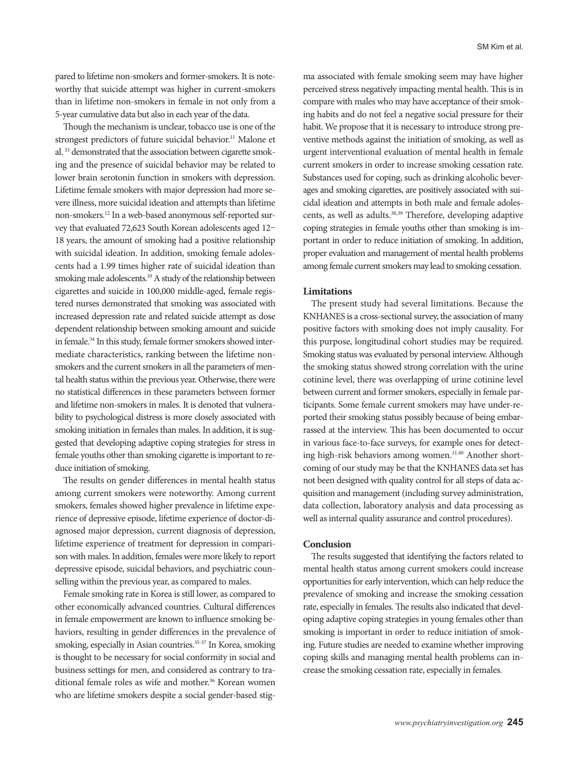pared to lifetime non-smokers and former-smokers. It is noteworthy that suicide attempt was higher in current-smokers than in lifetime non-smokers in female in not only from a 5-year cumulative data but also in each year of the data.

Though the mechanism is unclear, tobacco use is one of the strongest predictors of future suicidal behavior.[11] Malone et al. [33] demonstrated that the association between cigarette smoking and the presence of suicidal behavior may be related to lower brain serotonin function in smokers with depression. Lifetime female smokers with major depression had more severe illness, more suicidal ideation and attempts than lifetime non-smokers.[12] In a web-based anonymous self-reported survey that evaluated 72,623 South Korean adolescents aged 12–18 years, the amount of smoking had a positive relationship with suicidal ideation. In addition, smoking female adolescents had a 1.99 times higher rate of suicidal ideation than smoking male adolescents.[10] A study of the relationship between cigarettes and suicide in 100,000 middle-aged, female registered nurses demonstrated that smoking was associated with increased depression rate and related suicide attempt as dose dependent relationship between smoking amount and suicide in female.[34] In this study, female former smokers showed intermediate characteristics, ranking between the lifetime non-smokers and the current smokers in all the parameters of mental health status within the previous year. Otherwise, there were no statistical differences in these parameters between former and lifetime non-smokers in males. It is denoted that vulnerability to psychological distress is more closely associated with smoking initiation in females than males. In addition, it is suggested that developing adaptive coping strategies for stress in female youths other than smoking cigarette is important to reduce initiation of smoking.

The results on gender differences in mental health status among current smokers were noteworthy. Among current smokers, females showed higher prevalence in lifetime experience of depressive episode, lifetime experience of doctor-diagnosed major depression, current diagnosis of depression, lifetime experience of treatment for depression in comparison with males. In addition, females were more likely to report depressive episode, suicidal behaviors, and psychiatric counselling within the previous year, as compared to males.

Female smoking rate in Korea is still lower, as compared to other economically advanced countries. Cultural differences in female empowerment are known to influence smoking behaviors, resulting in gender differences in the prevalence of smoking, especially in Asian countries.[35-37] In Korea, smoking is thought to be necessary for social conformity in social and business settings for men, and considered as contrary to traditional female roles as wife and mother.[36] Korean women who are lifetime smokers despite a social gender-based stigma associated with female smoking seem may have higher perceived stress negatively impacting mental health. This is in compare with males who may have acceptance of their smoking habits and do not feel a negative social pressure for their habit. We propose that it is necessary to introduce strong preventive methods against the initiation of smoking, as well as urgent interventional evaluation of mental health in female current smokers in order to increase smoking cessation rate. Substances used for coping, such as drinking alcoholic beverages and smoking cigarettes, are positively associated with suicidal ideation and attempts in both male and female adolescents, as well as adults.[38,39] Therefore, developing adaptive coping strategies in female youths other than smoking is important in order to reduce initiation of smoking. In addition, proper evaluation and management of mental health problems among female current smokers may lead to smoking cessation.

### Limitations

The present study had several limitations. Because the KNHANES is a cross-sectional survey, the association of many positive factors with smoking does not imply causality. For this purpose, longitudinal cohort studies may be required. Smoking status was evaluated by personal interview. Although the smoking status showed strong correlation with the urine cotinine level, there was overlapping of urine cotinine level between current and former smokers, especially in female participants. Some female current smokers may have under-reported their smoking status possibly because of being embarrassed at the interview. This has been documented to occur in various face-to-face surveys, for example ones for detecting high-risk behaviors among women.[11,40] Another shortcoming of our study may be that the KNHANES data set has not been designed with quality control for all steps of data acquisition and management (including survey administration, data collection, laboratory analysis and data processing as well as internal quality assurance and control procedures).

### Conclusion

The results suggested that identifying the factors related to mental health status among current smokers could increase opportunities for early intervention, which can help reduce the prevalence of smoking and increase the smoking cessation rate, especially in females. The results also indicated that developing adaptive coping strategies in young females other than smoking is important in order to reduce initiation of smoking. Future studies are needed to examine whether improving coping skills and managing mental health problems can increase the smoking cessation rate, especially in females.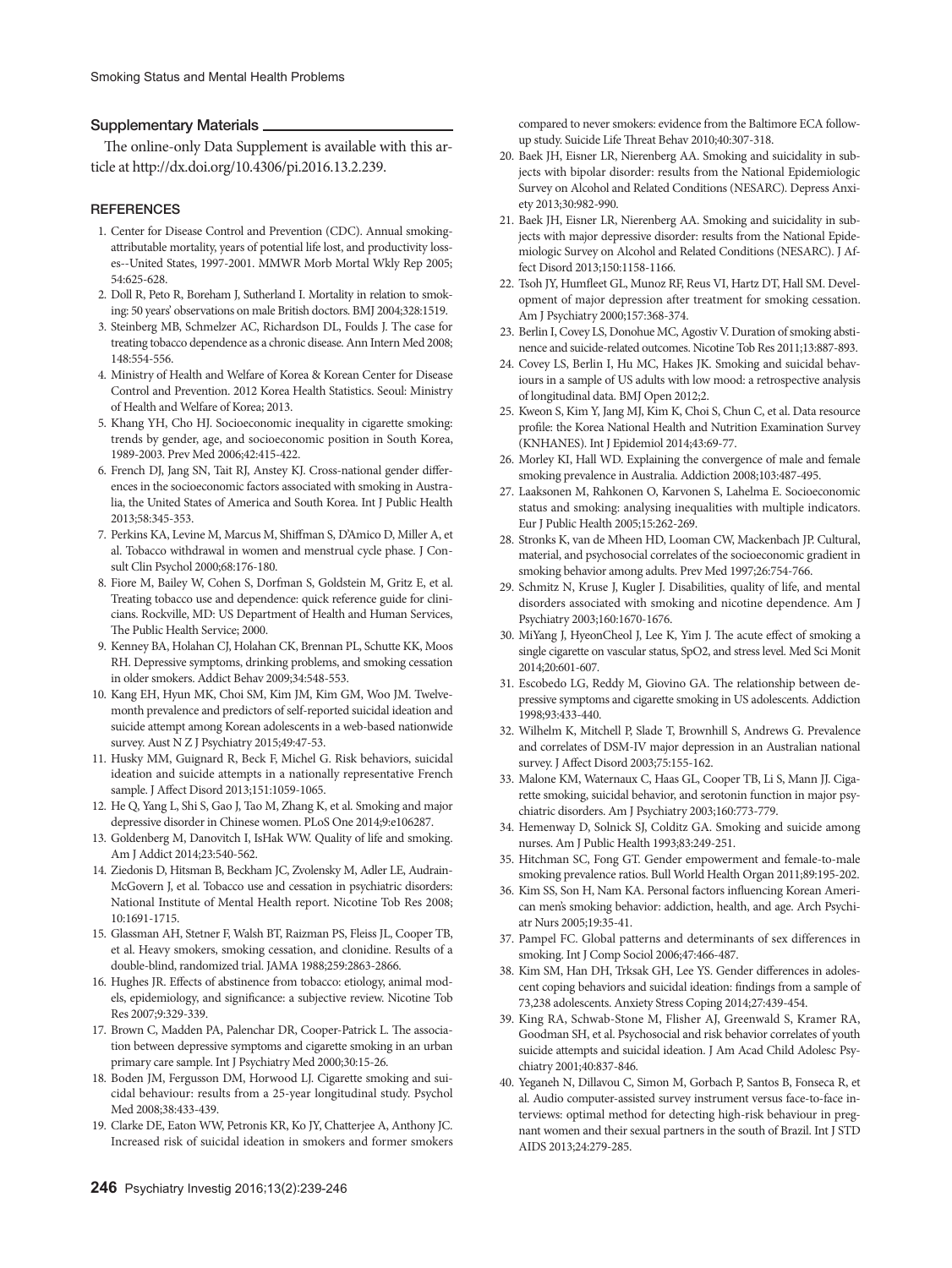## Supplementary Materials

The online-only Data Supplement is available with this article at http://dx.doi.org/10.4306/pi.2016.13.2.239.

## REFERENCES

1. Center for Disease Control and Prevention (CDC). Annual smoking-attributable mortality, years of potential life lost, and productivity losses--United States, 1997-2001. MMWR Morb Mortal Wkly Rep 2005; 54:625-628.
2. Doll R, Peto R, Boreham J, Sutherland I. Mortality in relation to smoking: 50 years' observations on male British doctors. BMJ 2004;328:1519.
3. Steinberg MB, Schmelzer AC, Richardson DL, Foulds J. The case for treating tobacco dependence as a chronic disease. Ann Intern Med 2008; 148:554-556.
4. Ministry of Health and Welfare of Korea & Korean Center for Disease Control and Prevention. 2012 Korea Health Statistics. Seoul: Ministry of Health and Welfare of Korea; 2013.
5. Khang YH, Cho HJ. Socioeconomic inequality in cigarette smoking: trends by gender, age, and socioeconomic position in South Korea, 1989-2003. Prev Med 2006;42:415-422.
6. French DJ, Jang SN, Tait RJ, Anstey KJ. Cross-national gender differences in the socioeconomic factors associated with smoking in Australia, the United States of America and South Korea. Int J Public Health 2013;58:345-353.
7. Perkins KA, Levine M, Marcus M, Shiffman S, D'Amico D, Miller A, et al. Tobacco withdrawal in women and menstrual cycle phase. J Consult Clin Psychol 2000;68:176-180.
8. Fiore M, Bailey W, Cohen S, Dorfman S, Goldstein M, Gritz E, et al. Treating tobacco use and dependence: quick reference guide for clinicians. Rockville, MD: US Department of Health and Human Services, The Public Health Service; 2000.
9. Kenney BA, Holahan CJ, Holahan CK, Brennan PL, Schutte KK, Moos RH. Depressive symptoms, drinking problems, and smoking cessation in older smokers. Addict Behav 2009;34:548-553.
10. Kang EH, Hyun MK, Choi SM, Kim JM, Kim GM, Woo JM. Twelve-month prevalence and predictors of self-reported suicidal ideation and suicide attempt among Korean adolescents in a web-based nationwide survey. Aust N Z J Psychiatry 2015;49:47-53.
11. Husky MM, Guignard R, Beck F, Michel G. Risk behaviors, suicidal ideation and suicide attempts in a nationally representative French sample. J Affect Disord 2013;151:1059-1065.
12. He Q, Yang L, Shi S, Gao J, Tao M, Zhang K, et al. Smoking and major depressive disorder in Chinese women. PLoS One 2014;9:e106287.
13. Goldenberg M, Danovitch I, IsHak WW. Quality of life and smoking. Am J Addict 2014;23:540-562.
14. Ziedonis D, Hitsman B, Beckham JC, Zvolensky M, Adler LE, Audrain-McGovern J, et al. Tobacco use and cessation in psychiatric disorders: National Institute of Mental Health report. Nicotine Tob Res 2008; 10:1691-1715.
15. Glassman AH, Stetner F, Walsh BT, Raizman PS, Fleiss JL, Cooper TB, et al. Heavy smokers, smoking cessation, and clonidine. Results of a double-blind, randomized trial. JAMA 1988;259:2863-2866.
16. Hughes JR. Effects of abstinence from tobacco: etiology, animal models, epidemiology, and significance: a subjective review. Nicotine Tob Res 2007;9:329-339.
17. Brown C, Madden PA, Palenchar DR, Cooper-Patrick L. The association between depressive symptoms and cigarette smoking in an urban primary care sample. Int J Psychiatry Med 2000;30:15-26.
18. Boden JM, Fergusson DM, Horwood LJ. Cigarette smoking and suicidal behaviour: results from a 25-year longitudinal study. Psychol Med 2008;38:433-439.
19. Clarke DE, Eaton WW, Petronis KR, Ko JY, Chatterjee A, Anthony JC. Increased risk of suicidal ideation in smokers and former smokers compared to never smokers: evidence from the Baltimore ECA follow-up study. Suicide Life Threat Behav 2010;40:307-318.
20. Baek JH, Eisner LR, Nierenberg AA. Smoking and suicidality in subjects with bipolar disorder: results from the National Epidemiologic Survey on Alcohol and Related Conditions (NESARC). Depress Anxiety 2013;30:982-990.
21. Baek JH, Eisner LR, Nierenberg AA. Smoking and suicidality in subjects with major depressive disorder: results from the National Epidemiologic Survey on Alcohol and Related Conditions (NESARC). J Affect Disord 2013;150:1158-1166.
22. Tsoh JY, Humfleet GL, Munoz RF, Reus VI, Hartz DT, Hall SM. Development of major depression after treatment for smoking cessation. Am J Psychiatry 2000;157:368-374.
23. Berlin I, Covey LS, Donohue MC, Agostiv V. Duration of smoking abstinence and suicide-related outcomes. Nicotine Tob Res 2011;13:887-893.
24. Covey LS, Berlin I, Hu MC, Hakes JK. Smoking and suicidal behaviours in a sample of US adults with low mood: a retrospective analysis of longitudinal data. BMJ Open 2012;2.
25. Kweon S, Kim Y, Jang MJ, Kim K, Choi S, Chun C, et al. Data resource profile: the Korea National Health and Nutrition Examination Survey (KNHANES). Int J Epidemiol 2014;43:69-77.
26. Morley KI, Hall WD. Explaining the convergence of male and female smoking prevalence in Australia. Addiction 2008;103:487-495.
27. Laaksonen M, Rahkonen O, Karvonen S, Lahelma E. Socioeconomic status and smoking: analysing inequalities with multiple indicators. Eur J Public Health 2005;15:262-269.
28. Stronks K, van de Mheen HD, Looman CW, Mackenbach JP. Cultural, material, and psychosocial correlates of the socioeconomic gradient in smoking behavior among adults. Prev Med 1997;26:754-766.
29. Schmitz N, Kruse J, Kugler J. Disabilities, quality of life, and mental disorders associated with smoking and nicotine dependence. Am J Psychiatry 2003;160:1670-1676.
30. MiYang J, HyeonCheol J, Lee K, Yim J. The acute effect of smoking a single cigarette on vascular status, SpO2, and stress level. Med Sci Monit 2014;20:601-607.
31. Escobedo LG, Reddy M, Giovino GA. The relationship between depressive symptoms and cigarette smoking in US adolescents. Addiction 1998;93:433-440.
32. Wilhelm K, Mitchell P, Slade T, Brownhill S, Andrews G. Prevalence and correlates of DSM-IV major depression in an Australian national survey. J Affect Disord 2003;75:155-162.
33. Malone KM, Waternaux C, Haas GL, Cooper TB, Li S, Mann JJ. Cigarette smoking, suicidal behavior, and serotonin function in major psychiatric disorders. Am J Psychiatry 2003;160:773-779.
34. Hemenway D, Solnick SJ, Colditz GA. Smoking and suicide among nurses. Am J Public Health 1993;83:249-251.
35. Hitchman SC, Fong GT. Gender empowerment and female-to-male smoking prevalence ratios. Bull World Health Organ 2011;89:195-202.
36. Kim SS, Son H, Nam KA. Personal factors influencing Korean American men's smoking behavior: addiction, health, and age. Arch Psychiatr Nurs 2005;19:35-41.
37. Pampel FC. Global patterns and determinants of sex differences in smoking. Int J Comp Sociol 2006;47:466-487.
38. Kim SM, Han DH, Trksak GH, Lee YS. Gender differences in adolescent coping behaviors and suicidal ideation: findings from a sample of 73,238 adolescents. Anxiety Stress Coping 2014;27:439-454.
39. King RA, Schwab-Stone M, Flisher AJ, Greenwald S, Kramer RA, Goodman SH, et al. Psychosocial and risk behavior correlates of youth suicide attempts and suicidal ideation. J Am Acad Child Adolesc Psychiatry 2001;40:837-846.
40. Yeganeh N, Dillavou C, Simon M, Gorbach P, Santos B, Fonseca R, et al. Audio computer-assisted survey instrument versus face-to-face interviews: optimal method for detecting high-risk behaviour in pregnant women and their sexual partners in the south of Brazil. Int J STD AIDS 2013;24:279-285.